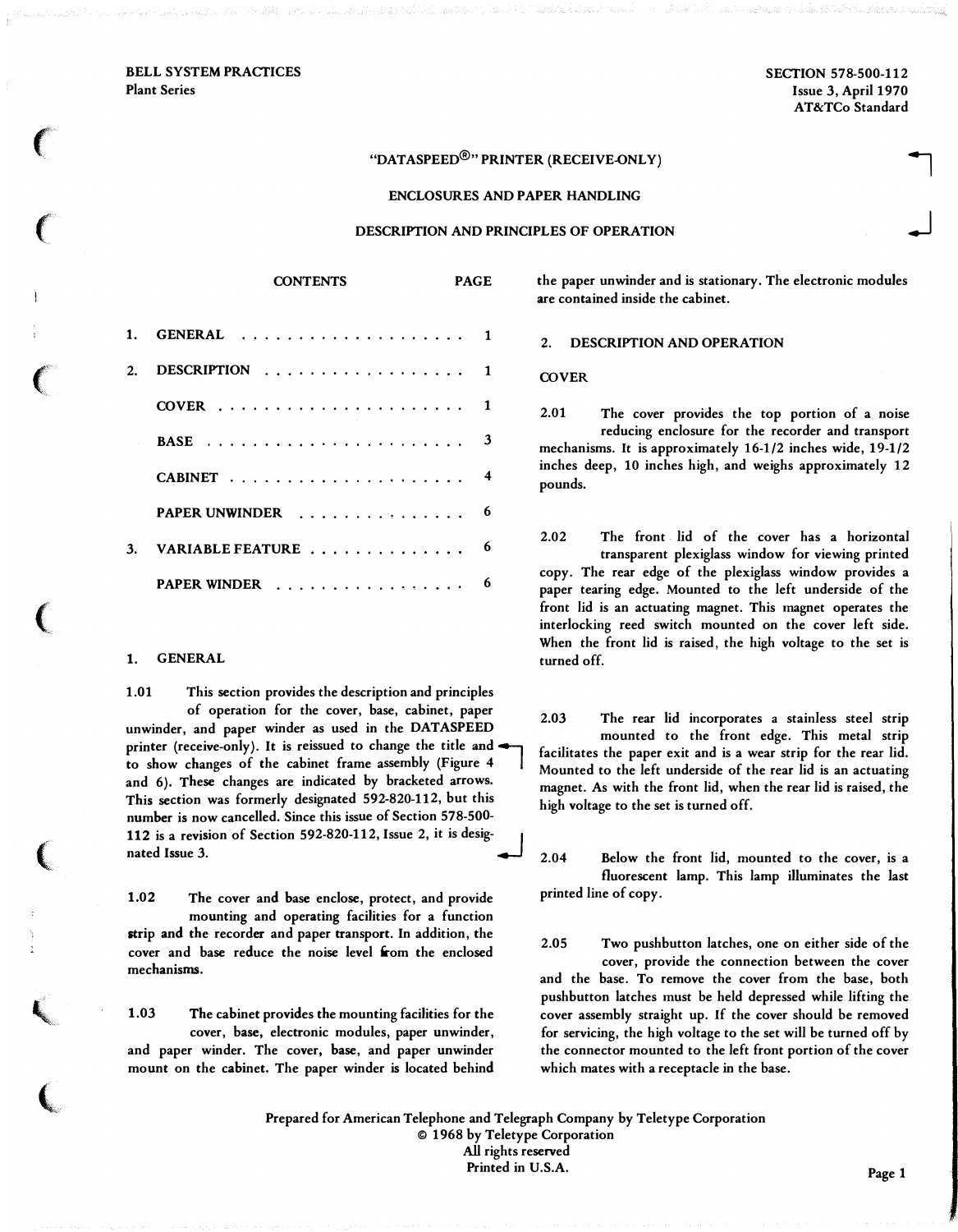BELL SYSTEM PRACTICES
Plant Series

SECTION 578-500-112
Issue 3, April 1970
AT&TCo Standard

# "DATASPEED®" PRINTER (RECEIVE-ONLY)

## ENCLOSURES AND PAPER HANDLING

## DESCRIPTION AND PRINCIPLES OF OPERATION

| CONTENTS | PAGE |
|---|---|
| 1. GENERAL | 1 |
| 2. DESCRIPTION | 1 |
| COVER | 1 |
| BASE | 3 |
| CABINET | 4 |
| PAPER UNWINDER | 6 |
| 3. VARIABLE FEATURE | 6 |
| PAPER WINDER | 6 |

## 1. GENERAL

1.01 This section provides the description and principles of operation for the cover, base, cabinet, paper unwinder, and paper winder as used in the DATASPEED printer (receive-only). It is reissued to change the title and to show changes of the cabinet frame assembly (Figure 4 and 6). These changes are indicated by bracketed arrows. This section was formerly designated 592-820-112, but this number is now cancelled. Since this issue of Section 578-500-112 is a revision of Section 592-820-112, Issue 2, it is designated Issue 3.

1.02 The cover and base enclose, protect, and provide mounting and operating facilities for a function strip and the recorder and paper transport. In addition, the cover and base reduce the noise level from the enclosed mechanisms.

1.03 The cabinet provides the mounting facilities for the cover, base, electronic modules, paper unwinder, and paper winder. The cover, base, and paper unwinder mount on the cabinet. The paper winder is located behind the paper unwinder and is stationary. The electronic modules are contained inside the cabinet.

## 2. DESCRIPTION AND OPERATION

### COVER

2.01 The cover provides the top portion of a noise reducing enclosure for the recorder and transport mechanisms. It is approximately 16-1/2 inches wide, 19-1/2 inches deep, 10 inches high, and weighs approximately 12 pounds.

2.02 The front lid of the cover has a horizontal transparent plexiglass window for viewing printed copy. The rear edge of the plexiglass window provides a paper tearing edge. Mounted to the left underside of the front lid is an actuating magnet. This magnet operates the interlocking reed switch mounted on the cover left side. When the front lid is raised, the high voltage to the set is turned off.

2.03 The rear lid incorporates a stainless steel strip mounted to the front edge. This metal strip facilitates the paper exit and is a wear strip for the rear lid. Mounted to the left underside of the rear lid is an actuating magnet. As with the front lid, when the rear lid is raised, the high voltage to the set is turned off.

2.04 Below the front lid, mounted to the cover, is a fluorescent lamp. This lamp illuminates the last printed line of copy.

2.05 Two pushbutton latches, one on either side of the cover, provide the connection between the cover and the base. To remove the cover from the base, both pushbutton latches must be held depressed while lifting the cover assembly straight up. If the cover should be removed for servicing, the high voltage to the set will be turned off by the connector mounted to the left front portion of the cover which mates with a receptacle in the base.

Prepared for American Telephone and Telegraph Company by Teletype Corporation
© 1968 by Teletype Corporation
All rights reserved
Printed in U.S.A.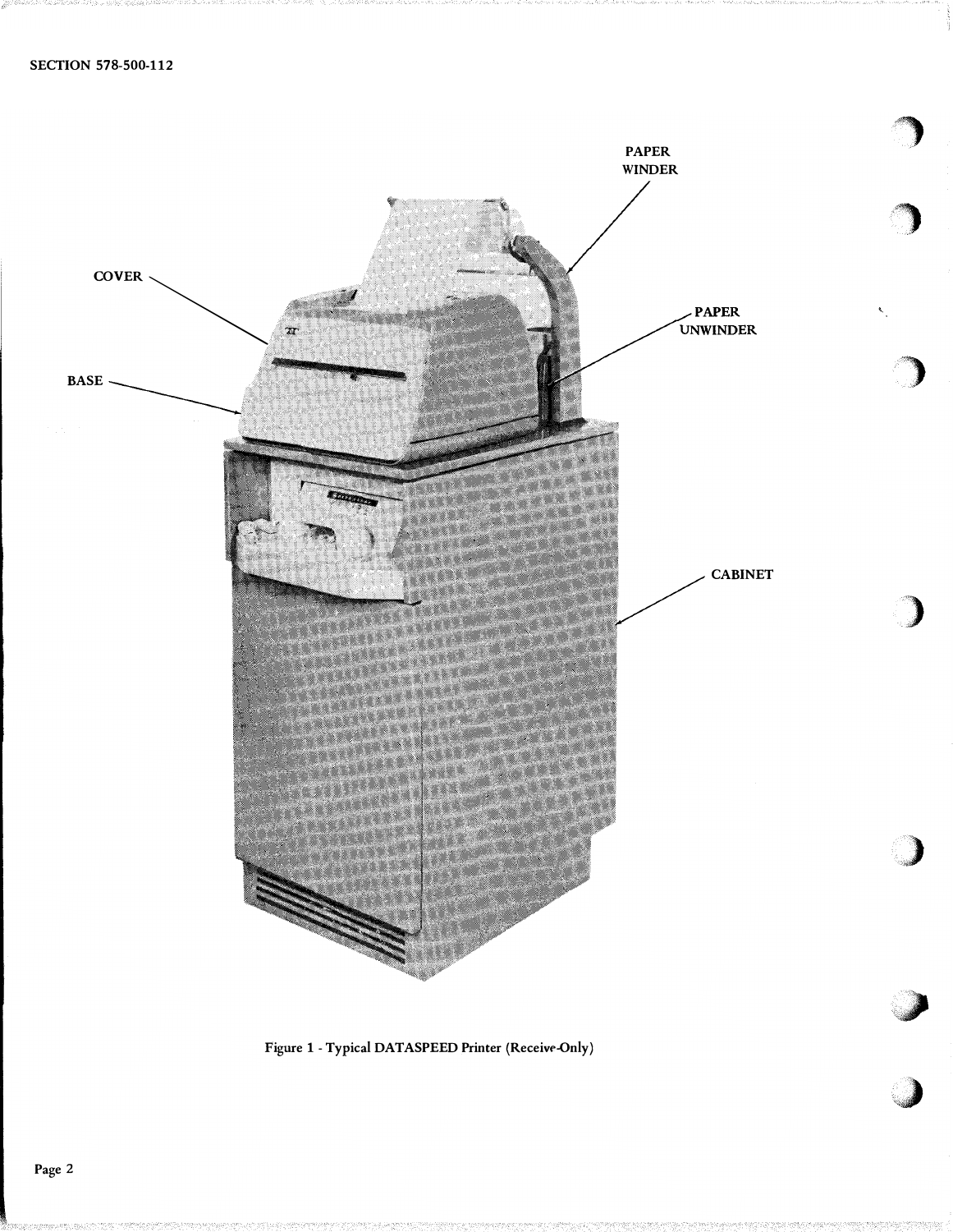PAPER WINDER

COVER

PAPER UNWINDER

BASE

CABINET

Figure 1 - Typical DATASPEED Printer (Receive-Only)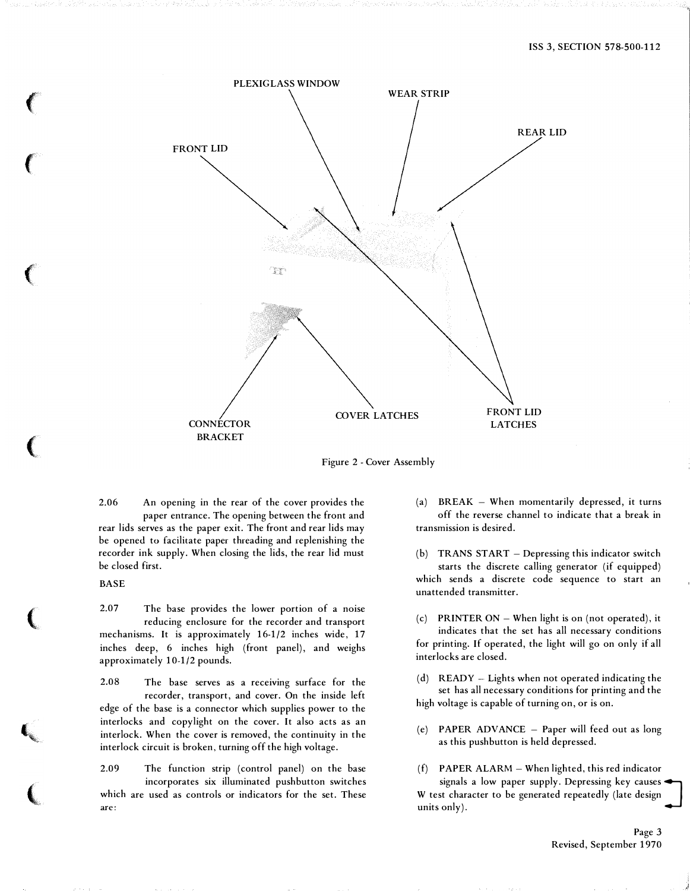Figure 2 - Cover Assembly

2.06 An opening in the rear of the cover provides the paper entrance. The opening between the front and rear lids serves as the paper exit. The front and rear lids may be opened to facilitate paper threading and replenishing the recorder ink supply. When closing the lids, the rear lid must be closed first.

BASE

2.07 The base provides the lower portion of a noise reducing enclosure for the recorder and transport mechanisms. It is approximately 16-1/2 inches wide, 17 inches deep, 6 inches high (front panel), and weighs approximately 10-1/2 pounds.

2.08 The base serves as a receiving surface for the recorder, transport, and cover. On the inside left edge of the base is a connector which supplies power to the interlocks and copylight on the cover. It also acts as an interlock. When the cover is removed, the continuity in the interlock circuit is broken, turning off the high voltage.

2.09 The function strip (control panel) on the base incorporates six illuminated pushbutton switches which are used as controls or indicators for the set. These are:

(a) BREAK – When momentarily depressed, it turns off the reverse channel to indicate that a break in transmission is desired.

(b) TRANS START – Depressing this indicator switch starts the discrete calling generator (if equipped) which sends a discrete code sequence to start an unattended transmitter.

(c) PRINTER ON – When light is on (not operated), it indicates that the set has all necessary conditions for printing. If operated, the light will go on only if all interlocks are closed.

(d) READY – Lights when not operated indicating the set has all necessary conditions for printing and the high voltage is capable of turning on, or is on.

(e) PAPER ADVANCE – Paper will feed out as long as this pushbutton is held depressed.

(f) PAPER ALARM – When lighted, this red indicator signals a low paper supply. Depressing key causes W test character to be generated repeatedly (late design units only).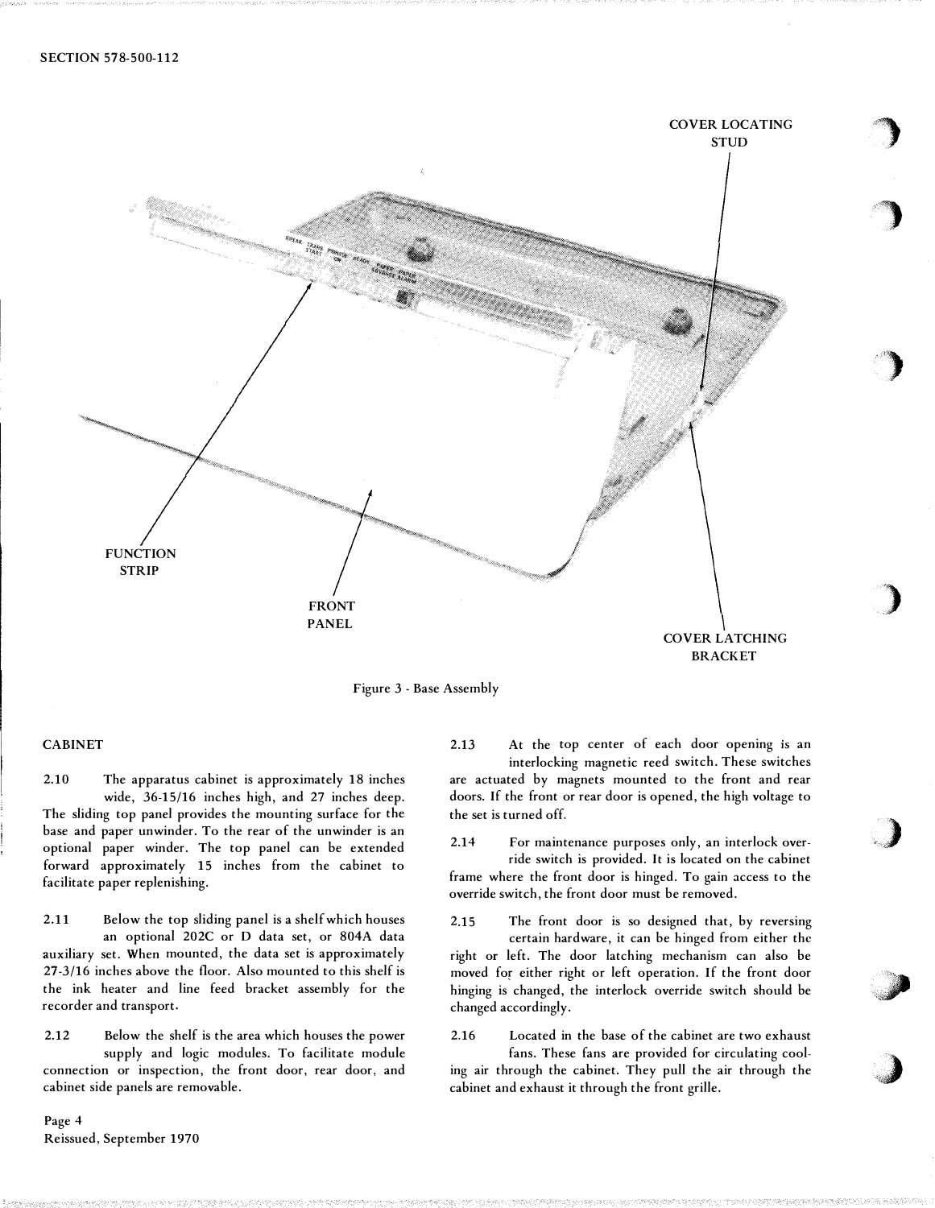COVER LOCATING STUD

FUNCTION STRIP

FRONT PANEL

COVER LATCHING BRACKET

Figure 3 - Base Assembly

## CABINET

2.10 The apparatus cabinet is approximately 18 inches wide, 36-15/16 inches high, and 27 inches deep. The sliding top panel provides the mounting surface for the base and paper unwinder. To the rear of the unwinder is an optional paper winder. The top panel can be extended forward approximately 15 inches from the cabinet to facilitate paper replenishing.

2.11 Below the top sliding panel is a shelf which houses an optional 202C or D data set, or 804A data auxiliary set. When mounted, the data set is approximately 27-3/16 inches above the floor. Also mounted to this shelf is the ink heater and line feed bracket assembly for the recorder and transport.

2.12 Below the shelf is the area which houses the power supply and logic modules. To facilitate module connection or inspection, the front door, rear door, and cabinet side panels are removable.

2.13 At the top center of each door opening is an interlocking magnetic reed switch. These switches are actuated by magnets mounted to the front and rear doors. If the front or rear door is opened, the high voltage to the set is turned off.

2.14 For maintenance purposes only, an interlock override switch is provided. It is located on the cabinet frame where the front door is hinged. To gain access to the override switch, the front door must be removed.

2.15 The front door is so designed that, by reversing certain hardware, it can be hinged from either the right or left. The door latching mechanism can also be moved for either right or left operation. If the front door hinging is changed, the interlock override switch should be changed accordingly.

2.16 Located in the base of the cabinet are two exhaust fans. These fans are provided for circulating cooling air through the cabinet. They pull the air through the cabinet and exhaust it through the front grille.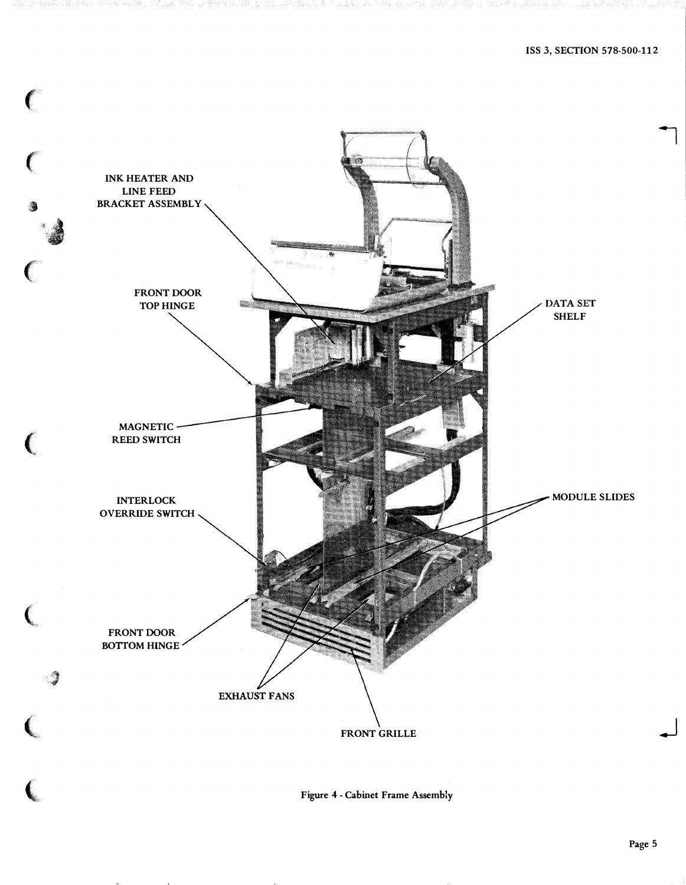INK HEATER AND LINE FEED BRACKET ASSEMBLY

FRONT DOOR TOP HINGE

DATA SET SHELF

MAGNETIC REED SWITCH

INTERLOCK OVERRIDE SWITCH

MODULE SLIDES

FRONT DOOR BOTTOM HINGE

EXHAUST FANS

FRONT GRILLE

Figure 4 - Cabinet Frame Assembly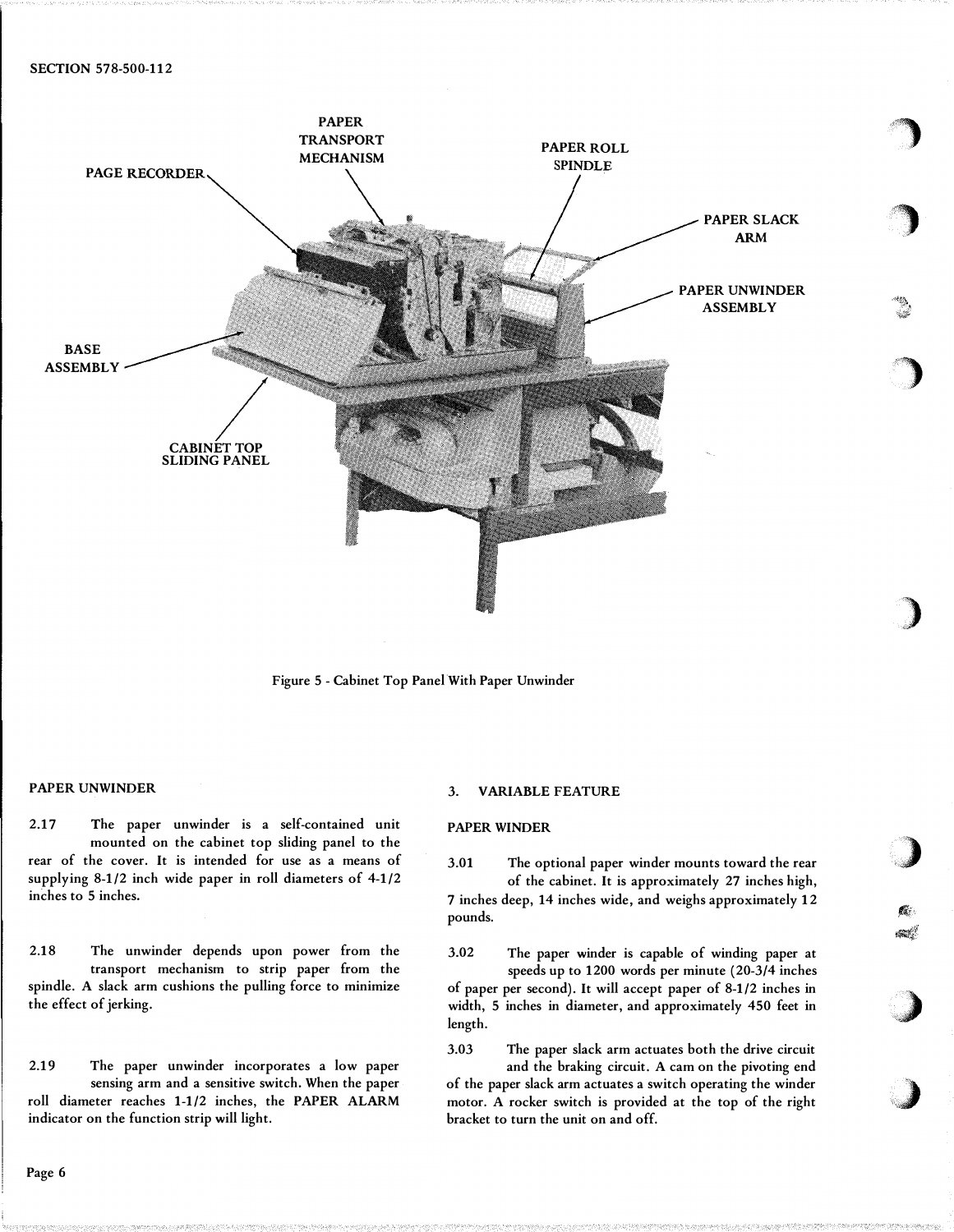Figure 5 - Cabinet Top Panel With Paper Unwinder

PAPER UNWINDER

2.17 The paper unwinder is a self-contained unit mounted on the cabinet top sliding panel to the rear of the cover. It is intended for use as a means of supplying 8-1/2 inch wide paper in roll diameters of 4-1/2 inches to 5 inches.

2.18 The unwinder depends upon power from the transport mechanism to strip paper from the spindle. A slack arm cushions the pulling force to minimize the effect of jerking.

2.19 The paper unwinder incorporates a low paper sensing arm and a sensitive switch. When the paper roll diameter reaches 1-1/2 inches, the PAPER ALARM indicator on the function strip will light.

## 3. VARIABLE FEATURE

PAPER WINDER

3.01 The optional paper winder mounts toward the rear of the cabinet. It is approximately 27 inches high, 7 inches deep, 14 inches wide, and weighs approximately 12 pounds.

3.02 The paper winder is capable of winding paper at speeds up to 1200 words per minute (20-3/4 inches of paper per second). It will accept paper of 8-1/2 inches in width, 5 inches in diameter, and approximately 450 feet in length.

3.03 The paper slack arm actuates both the drive circuit and the braking circuit. A cam on the pivoting end of the paper slack arm actuates a switch operating the winder motor. A rocker switch is provided at the top of the right bracket to turn the unit on and off.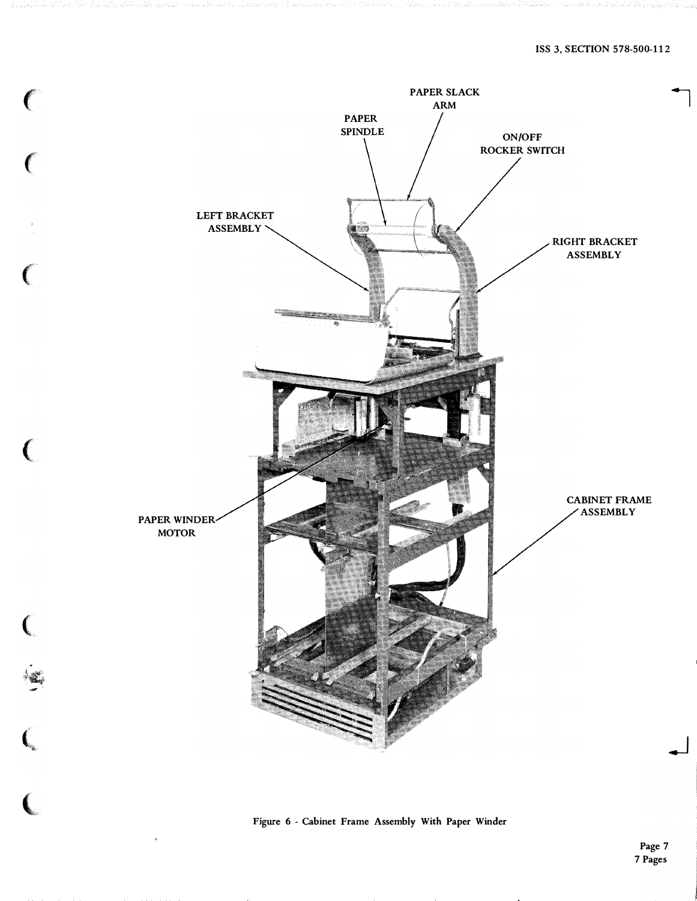PAPER SLACK ARM

PAPER SPINDLE

ON/OFF ROCKER SWITCH

LEFT BRACKET ASSEMBLY

RIGHT BRACKET ASSEMBLY

PAPER WINDER MOTOR

CABINET FRAME ASSEMBLY

Figure 6 - Cabinet Frame Assembly With Paper Winder